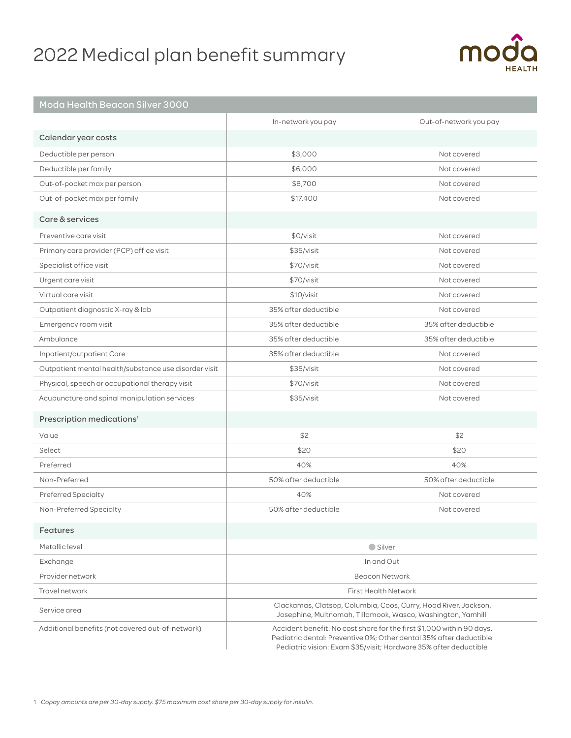# 2022 Medical plan benefit summary

## Moda Health Beacon Silver 3000

| | In-network you pay | Out-of-network you pay |
|---|---|---|
| **Calendar year costs** | | |
| Deductible per person | $3,000 | Not covered |
| Deductible per family | $6,000 | Not covered |
| Out-of-pocket max per person | $8,700 | Not covered |
| Out-of-pocket max per family | $17,400 | Not covered |
| **Care & services** | | |
| Preventive care visit | $0/visit | Not covered |
| Primary care provider (PCP) office visit | $35/visit | Not covered |
| Specialist office visit | $70/visit | Not covered |
| Urgent care visit | $70/visit | Not covered |
| Virtual care visit | $10/visit | Not covered |
| Outpatient diagnostic X-ray & lab | 35% after deductible | Not covered |
| Emergency room visit | 35% after deductible | 35% after deductible |
| Ambulance | 35% after deductible | 35% after deductible |
| Inpatient/outpatient Care | 35% after deductible | Not covered |
| Outpatient mental health/substance use disorder visit | $35/visit | Not covered |
| Physical, speech or occupational therapy visit | $70/visit | Not covered |
| Acupuncture and spinal manipulation services | $35/visit | Not covered |
| **Prescription medications[1]** | | |
| Value | $2 | $2 |
| Select | $20 | $20 |
| Preferred | 40% | 40% |
| Non-Preferred | 50% after deductible | 50% after deductible |
| Preferred Specialty | 40% | Not covered |
| Non-Preferred Specialty | 50% after deductible | Not covered |
| **Features** | | |
| Metallic level | Silver | |
| Exchange | In and Out | |
| Provider network | Beacon Network | |
| Travel network | First Health Network | |
| Service area | Clackamas, Clatsop, Columbia, Coos, Curry, Hood River, Jackson, Josephine, Multnomah, Tillamook, Wasco, Washington, Yamhill | |
| Additional benefits (not covered out-of-network) | Accident benefit: No cost share for the first $1,000 within 90 days. Pediatric dental: Preventive 0%; Other dental 35% after deductible Pediatric vision: Exam $35/visit; Hardware 35% after deductible | |

1 *Copay amounts are per 30-day supply. $75 maximum cost share per 30-day supply for insulin.*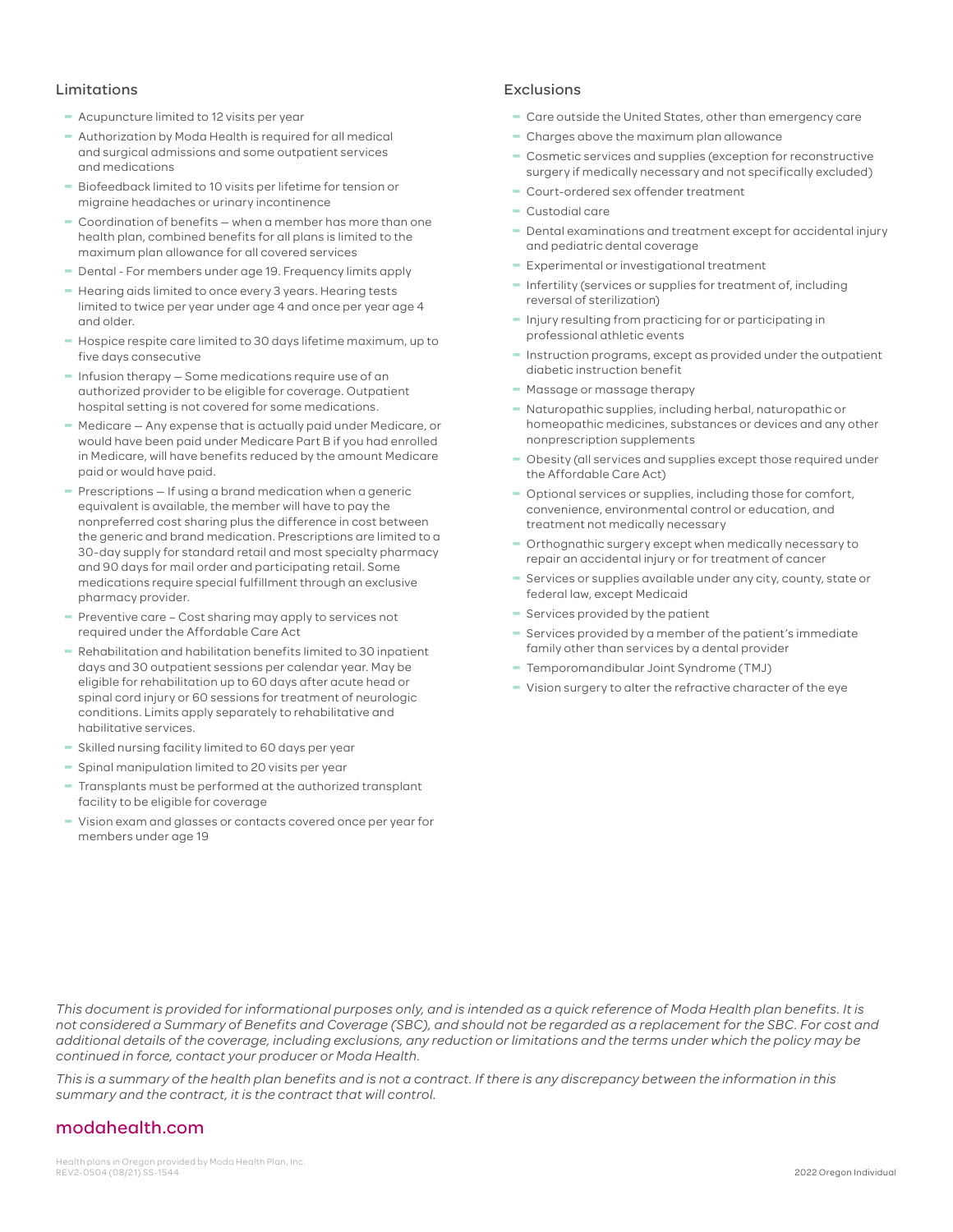## Limitations

- Acupuncture limited to 12 visits per year
- Authorization by Moda Health is required for all medical and surgical admissions and some outpatient services and medications
- Biofeedback limited to 10 visits per lifetime for tension or migraine headaches or urinary incontinence
- Coordination of benefits — when a member has more than one health plan, combined benefits for all plans is limited to the maximum plan allowance for all covered services
- Dental - For members under age 19. Frequency limits apply
- Hearing aids limited to once every 3 years. Hearing tests limited to twice per year under age 4 and once per year age 4 and older.
- Hospice respite care limited to 30 days lifetime maximum, up to five days consecutive
- Infusion therapy — Some medications require use of an authorized provider to be eligible for coverage. Outpatient hospital setting is not covered for some medications.
- Medicare — Any expense that is actually paid under Medicare, or would have been paid under Medicare Part B if you had enrolled in Medicare, will have benefits reduced by the amount Medicare paid or would have paid.
- Prescriptions — If using a brand medication when a generic equivalent is available, the member will have to pay the nonpreferred cost sharing plus the difference in cost between the generic and brand medication. Prescriptions are limited to a 30-day supply for standard retail and most specialty pharmacy and 90 days for mail order and participating retail. Some medications require special fulfillment through an exclusive pharmacy provider.
- Preventive care – Cost sharing may apply to services not required under the Affordable Care Act
- Rehabilitation and habilitation benefits limited to 30 inpatient days and 30 outpatient sessions per calendar year. May be eligible for rehabilitation up to 60 days after acute head or spinal cord injury or 60 sessions for treatment of neurologic conditions. Limits apply separately to rehabilitative and habilitative services.
- Skilled nursing facility limited to 60 days per year
- Spinal manipulation limited to 20 visits per year
- Transplants must be performed at the authorized transplant facility to be eligible for coverage
- Vision exam and glasses or contacts covered once per year for members under age 19

## Exclusions

- Care outside the United States, other than emergency care
- Charges above the maximum plan allowance
- Cosmetic services and supplies (exception for reconstructive surgery if medically necessary and not specifically excluded)
- Court-ordered sex offender treatment
- Custodial care
- Dental examinations and treatment except for accidental injury and pediatric dental coverage
- Experimental or investigational treatment
- Infertility (services or supplies for treatment of, including reversal of sterilization)
- Injury resulting from practicing for or participating in professional athletic events
- Instruction programs, except as provided under the outpatient diabetic instruction benefit
- Massage or massage therapy
- Naturopathic supplies, including herbal, naturopathic or homeopathic medicines, substances or devices and any other nonprescription supplements
- Obesity (all services and supplies except those required under the Affordable Care Act)
- Optional services or supplies, including those for comfort, convenience, environmental control or education, and treatment not medically necessary
- Orthognathic surgery except when medically necessary to repair an accidental injury or for treatment of cancer
- Services or supplies available under any city, county, state or federal law, except Medicaid
- Services provided by the patient
- Services provided by a member of the patient's immediate family other than services by a dental provider
- Temporomandibular Joint Syndrome (TMJ)
- Vision surgery to alter the refractive character of the eye

*This document is provided for informational purposes only, and is intended as a quick reference of Moda Health plan benefits. It is not considered a Summary of Benefits and Coverage (SBC), and should not be regarded as a replacement for the SBC. For cost and additional details of the coverage, including exclusions, any reduction or limitations and the terms under which the policy may be continued in force, contact your producer or Moda Health.*

*This is a summary of the health plan benefits and is not a contract. If there is any discrepancy between the information in this summary and the contract, it is the contract that will control.*

modahealth.com

Health plans in Oregon provided by Moda Health Plan, Inc.
REV2-0504 (08/21) SS-1544

2022 Oregon Individual